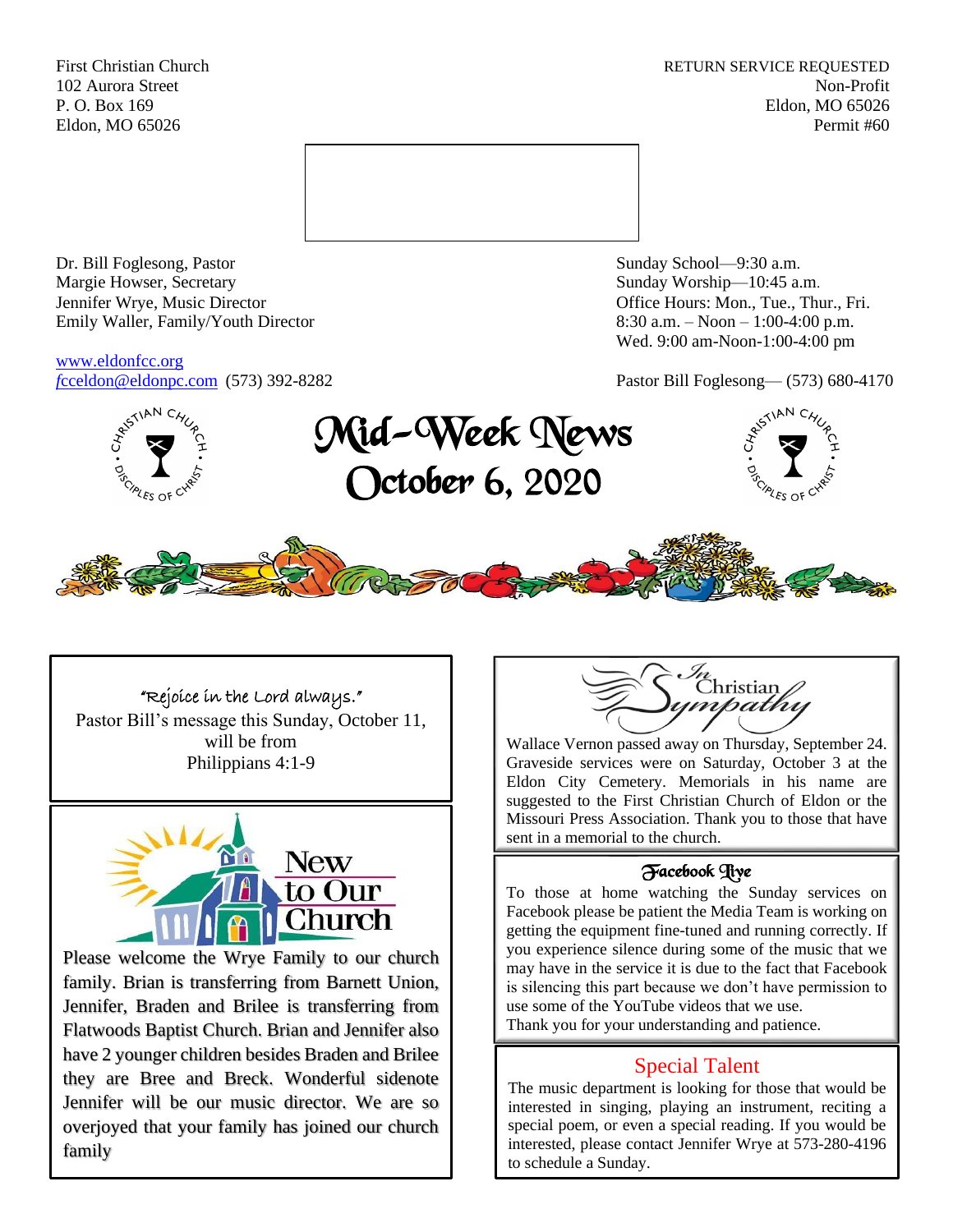First Christian Church
102 Aurora Street
P. O. Box 169
Eldon, MO 65026

RETURN SERVICE REQUESTED
Non-Profit
Eldon, MO 65026
Permit #60

Dr. Bill Foglesong, Pastor
Margie Howser, Secretary
Jennifer Wrye, Music Director
Emily Waller, Family/Youth Director

www.eldonfcc.org
fcceldon@eldonpc.com (573) 392-8282

Sunday School—9:30 a.m.
Sunday Worship—10:45 a.m.
Office Hours: Mon., Tue., Thur., Fri.
8:30 a.m. – Noon – 1:00-4:00 p.m.
Wed. 9:00 am-Noon-1:00-4:00 pm

Pastor Bill Foglesong— (573) 680-4170

# Mid-Week News
# October 6, 2020

"Rejoice in the Lord always."
Pastor Bill's message this Sunday, October 11, will be from
Philippians 4:1-9

## New to Our Church

Please welcome the Wrye Family to our church family. Brian is transferring from Barnett Union, Jennifer, Braden and Brilee is transferring from Flatwoods Baptist Church. Brian and Jennifer also have 2 younger children besides Braden and Brilee they are Bree and Breck. Wonderful sidenote Jennifer will be our music director. We are so overjoyed that your family has joined our church family

## In Christian Sympathy

Wallace Vernon passed away on Thursday, September 24. Graveside services were on Saturday, October 3 at the Eldon City Cemetery. Memorials in his name are suggested to the First Christian Church of Eldon or the Missouri Press Association. Thank you to those that have sent in a memorial to the church.

## Facebook Live

To those at home watching the Sunday services on Facebook please be patient the Media Team is working on getting the equipment fine-tuned and running correctly. If you experience silence during some of the music that we may have in the service it is due to the fact that Facebook is silencing this part because we don't have permission to use some of the YouTube videos that we use.
Thank you for your understanding and patience.

## Special Talent

The music department is looking for those that would be interested in singing, playing an instrument, reciting a special poem, or even a special reading. If you would be interested, please contact Jennifer Wrye at 573-280-4196 to schedule a Sunday.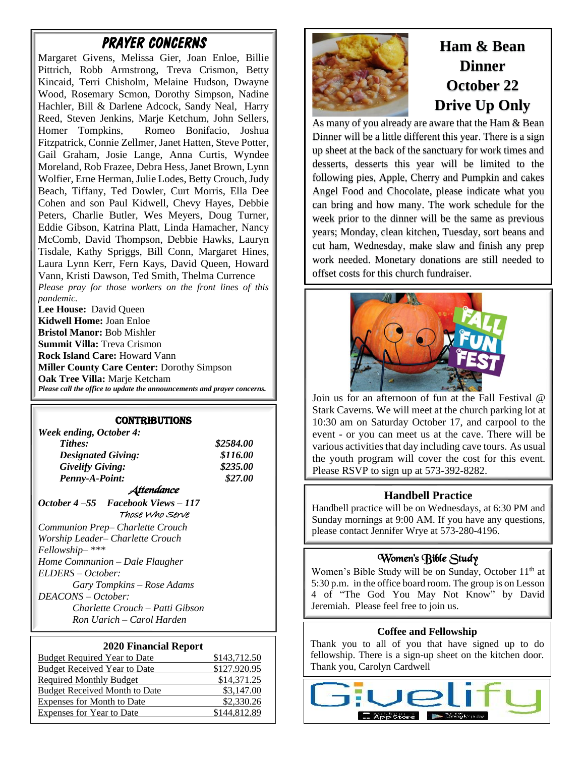## PRAYER CONCERNS

Margaret Givens, Melissa Gier, Joan Enloe, Billie Pittrich, Robb Armstrong, Treva Crismon, Betty Kincaid, Terri Chisholm, Melaine Hudson, Dwayne Wood, Rosemary Scmon, Dorothy Simpson, Nadine Hachler, Bill & Darlene Adcock, Sandy Neal, Harry Reed, Steven Jenkins, Marje Ketchum, John Sellers, Homer Tompkins, Romeo Bonifacio, Joshua Fitzpatrick, Connie Zellmer, Janet Hatten, Steve Potter, Gail Graham, Josie Lange, Anna Curtis, Wyndee Moreland, Rob Frazee, Debra Hess, Janet Brown, Lynn Wolfier, Erne Herman, Julie Lodes, Betty Crouch, Judy Beach, Tiffany, Ted Dowler, Curt Morris, Ella Dee Cohen and son Paul Kidwell, Chevy Hayes, Debbie Peters, Charlie Butler, Wes Meyers, Doug Turner, Eddie Gibson, Katrina Platt, Linda Hamacher, Nancy McComb, David Thompson, Debbie Hawks, Lauryn Tisdale, Kathy Spriggs, Bill Conn, Margaret Hines, Laura Lynn Kerr, Fern Kays, David Queen, Howard Vann, Kristi Dawson, Ted Smith, Thelma Currence

*Please pray for those workers on the front lines of this pandemic.*

**Lee House:** David Queen
**Kidwell Home:** Joan Enloe
**Bristol Manor:** Bob Mishler
**Summit Villa:** Treva Crismon
**Rock Island Care:** Howard Vann
**Miller County Care Center:** Dorothy Simpson
**Oak Tree Villa:** Marje Ketcham

***Please call the office to update the announcements and prayer concerns.***

## CONTRIBUTIONS

*Week ending, October 4:*

| | |
|---|---|
| ***Tithes:*** | ***$2584.00*** |
| ***Designated Giving:*** | ***$116.00*** |
| ***Givelify Giving:*** | ***$235.00*** |
| ***Penny-A-Point:*** | ***$27.00*** |

### *Attendance*

***October 4 –55 Facebook Views – 117***

*Those Who Serve*

*Communion Prep– Charlette Crouch*
*Worship Leader– Charlette Crouch*
*Fellowship– \*\*\**
*Home Communion – Dale Flaugher*
*ELDERS – October:*
*Gary Tompkins – Rose Adams*
*DEACONS – October:*
*Charlette Crouch – Patti Gibson*
*Ron Uarich – Carol Harden*

## 2020 Financial Report

| | |
|---|---|
| Budget Required Year to Date | $143,712.50 |
| Budget Received Year to Date | $127,920.95 |
| Required Monthly Budget | $14,371.25 |
| Budget Received Month to Date | $3,147.00 |
| Expenses for Month to Date | $2,330.26 |
| Expenses for Year to Date | $144,812.89 |

## Ham & Bean Dinner October 22 Drive Up Only

As many of you already are aware that the Ham & Bean Dinner will be a little different this year. There is a sign up sheet at the back of the sanctuary for work times and desserts, desserts this year will be limited to the following pies, Apple, Cherry and Pumpkin and cakes Angel Food and Chocolate, please indicate what you can bring and how many. The work schedule for the week prior to the dinner will be the same as previous years; Monday, clean kitchen, Tuesday, sort beans and cut ham, Wednesday, make slaw and finish any prep work needed. Monetary donations are still needed to offset costs for this church fundraiser.

FALL FUN FEST

Join us for an afternoon of fun at the Fall Festival @ Stark Caverns. We will meet at the church parking lot at 10:30 am on Saturday October 17, and carpool to the event - or you can meet us at the cave. There will be various activities that day including cave tours. As usual the youth program will cover the cost for this event. Please RSVP to sign up at 573-392-8282.

## Handbell Practice

Handbell practice will be on Wednesdays, at 6:30 PM and Sunday mornings at 9:00 AM. If you have any questions, please contact Jennifer Wrye at 573-280-4196.

## Women's Bible Study

Women's Bible Study will be on Sunday, October 11th at 5:30 p.m. in the office board room. The group is on Lesson 4 of "The God You May Not Know" by David Jeremiah. Please feel free to join us.

## Coffee and Fellowship

Thank you to all of you that have signed up to do fellowship. There is a sign-up sheet on the kitchen door. Thank you, Carolyn Cardwell

Givelify